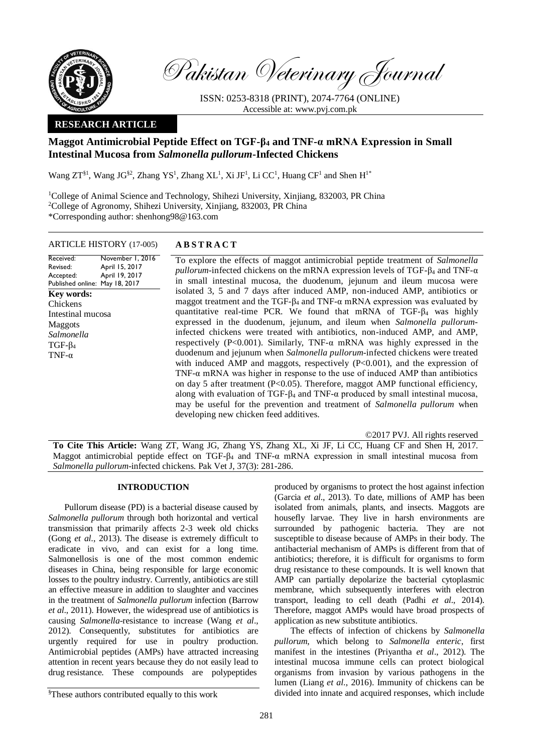Pakistan Veterinary Journal

ISSN: 0253-8318 (PRINT), 2074-7764 (ONLINE)
Accessible at: www.pvj.com.pk

**RESEARCH ARTICLE**

# Maggot Antimicrobial Peptide Effect on TGF-$\beta_4$ and TNF-α mRNA Expression in Small Intestinal Mucosa from *Salmonella pullorum*-Infected Chickens

Wang ZT[§1], Wang JG[§2], Zhang YS[1], Zhang XL[1], Xi JF[1], Li CC[1], Huang CF[1] and Shen H[1*]

[1]College of Animal Science and Technology, Shihezi University, Xinjiang, 832003, PR China
[2]College of Agronomy, Shihezi University, Xinjiang, 832003, PR China
*Corresponding author: shenhong98@163.com

**ARTICLE HISTORY (17-005)**

| | |
|---|---|
| Received: | November 1, 2016 |
| Revised: | April 15, 2017 |
| Accepted: | April 19, 2017 |
| Published online: | May 18, 2017 |

**Key words:**
Chickens
Intestinal mucosa
Maggots
*Salmonella*
TGF-$\beta_4$
TNF-α

## ABSTRACT

To explore the effects of maggot antimicrobial peptide treatment of *Salmonella pullorum*-infected chickens on the mRNA expression levels of TGF-$\beta_4$ and TNF-α in small intestinal mucosa, the duodenum, jejunum and ileum mucosa were isolated 3, 5 and 7 days after induced AMP, non-induced AMP, antibiotics or maggot treatment and the TGF-$\beta_4$ and TNF-α mRNA expression was evaluated by quantitative real-time PCR. We found that mRNA of TGF-$\beta_4$ was highly expressed in the duodenum, jejunum, and ileum when *Salmonella pullorum*-infected chickens were treated with antibiotics, non-induced AMP, and AMP, respectively ($P<0.001$). Similarly, TNF-α mRNA was highly expressed in the duodenum and jejunum when *Salmonella pullorum*-infected chickens were treated with induced AMP and maggots, respectively ($P<0.001$), and the expression of TNF-α mRNA was higher in response to the use of induced AMP than antibiotics on day 5 after treatment ($P<0.05$). Therefore, maggot AMP functional efficiency, along with evaluation of TGF-$\beta_4$ and TNF-α produced by small intestinal mucosa, may be useful for the prevention and treatment of *Salmonella pullorum* when developing new chicken feed additives.

©2017 PVJ. All rights reserved

**To Cite This Article:** Wang ZT, Wang JG, Zhang YS, Zhang XL, Xi JF, Li CC, Huang CF and Shen H, 2017. Maggot antimicrobial peptide effect on TGF-$\beta_4$ and TNF-α mRNA expression in small intestinal mucosa from *Salmonella pullorum*-infected chickens. Pak Vet J, 37(3): 281-286.

## INTRODUCTION

Pullorum disease (PD) is a bacterial disease caused by *Salmonella pullorum* through both horizontal and vertical transmission that primarily affects 2-3 week old chicks (Gong *et al*., 2013). The disease is extremely difficult to eradicate in vivo, and can exist for a long time. Salmonellosis is one of the most common endemic diseases in China, being responsible for large economic losses to the poultry industry. Currently, antibiotics are still an effective measure in addition to slaughter and vaccines in the treatment of *Salmonella pullorum* infection (Barrow *et al*., 2011). However, the widespread use of antibiotics is causing *Salmonella*-resistance to increase (Wang *et al*., 2012). Consequently, substitutes for antibiotics are urgently required for use in poultry production. Antimicrobial peptides (AMPs) have attracted increasing attention in recent years because they do not easily lead to drug resistance. These compounds are polypeptides produced by organisms to protect the host against infection (Garcia *et al*., 2013). To date, millions of AMP has been isolated from animals, plants, and insects. Maggots are housefly larvae. They live in harsh environments are surrounded by pathogenic bacteria. They are not susceptible to disease because of AMPs in their body. The antibacterial mechanism of AMPs is different from that of antibiotics; therefore, it is difficult for organisms to form drug resistance to these compounds. It is well known that AMP can partially depolarize the bacterial cytoplasmic membrane, which subsequently interferes with electron transport, leading to cell death (Padhi *et al*., 2014). Therefore, maggot AMPs would have broad prospects of application as new substitute antibiotics.

The effects of infection of chickens by *Salmonella pullorum*, which belong to *Salmonella enteric*, first manifest in the intestines (Priyantha *et al*., 2012). The intestinal mucosa immune cells can protect biological organisms from invasion by various pathogens in the lumen (Liang *et al*., 2016). Immunity of chickens can be divided into innate and acquired responses, which include

[§]These authors contributed equally to this work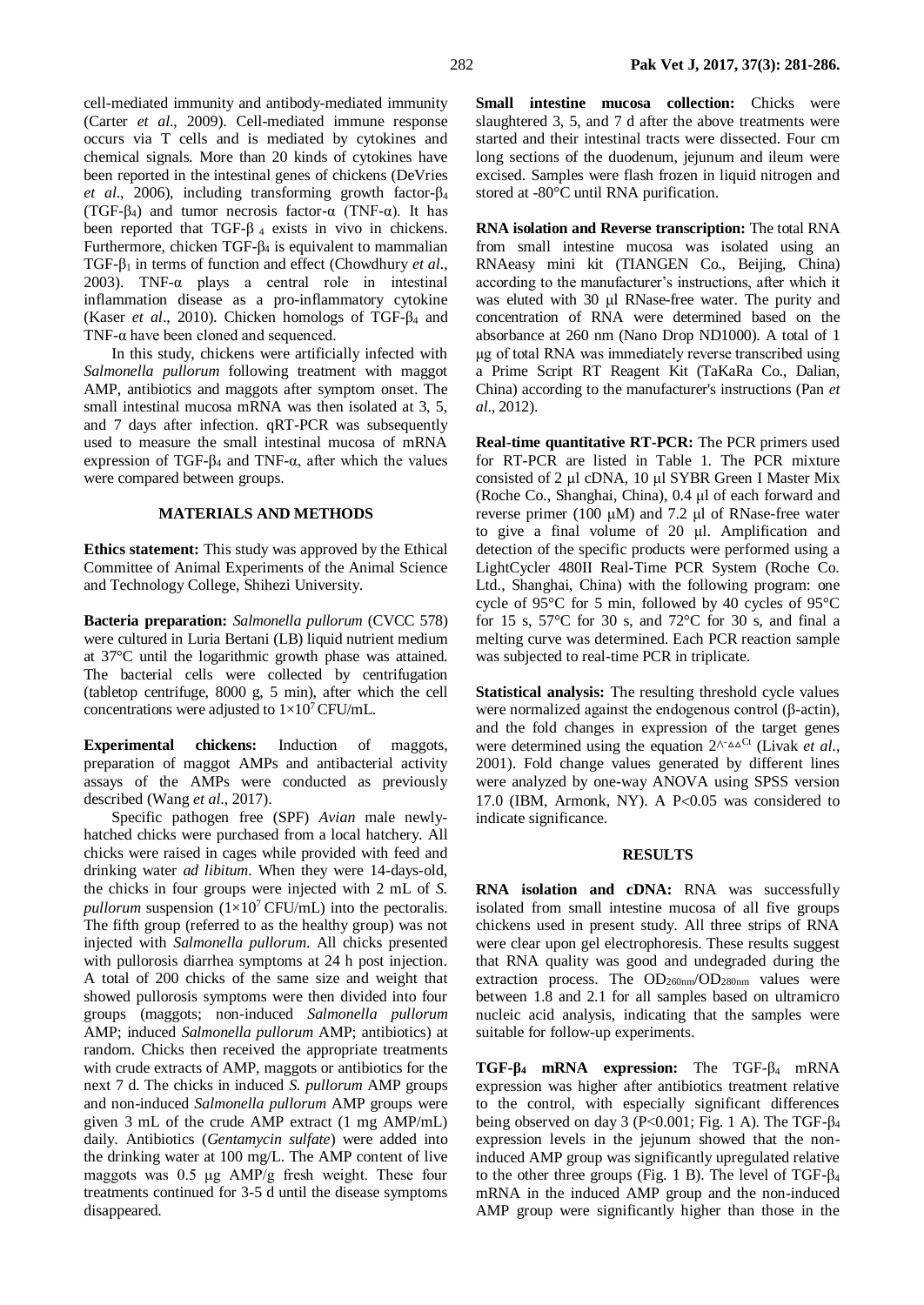cell-mediated immunity and antibody-mediated immunity (Carter *et al*., 2009). Cell-mediated immune response occurs via T cells and is mediated by cytokines and chemical signals. More than 20 kinds of cytokines have been reported in the intestinal genes of chickens (DeVries *et al*., 2006), including transforming growth factor-$\beta_4$ (TGF-$\beta_4$) and tumor necrosis factor-α (TNF-α). It has been reported that TGF-$\beta_4$ exists in vivo in chickens. Furthermore, chicken TGF-$\beta_4$ is equivalent to mammalian TGF-$\beta_1$ in terms of function and effect (Chowdhury *et al*., 2003). TNF-α plays a central role in intestinal inflammation disease as a pro-inflammatory cytokine (Kaser *et al*., 2010). Chicken homologs of TGF-$\beta_4$ and TNF-α have been cloned and sequenced.

In this study, chickens were artificially infected with *Salmonella pullorum* following treatment with maggot AMP, antibiotics and maggots after symptom onset. The small intestinal mucosa mRNA was then isolated at 3, 5, and 7 days after infection. qRT-PCR was subsequently used to measure the small intestinal mucosa of mRNA expression of TGF-$\beta_4$ and TNF-α, after which the values were compared between groups.

## MATERIALS AND METHODS

**Ethics statement:** This study was approved by the Ethical Committee of Animal Experiments of the Animal Science and Technology College, Shihezi University.

**Bacteria preparation:** *Salmonella pullorum* (CVCC 578) were cultured in Luria Bertani (LB) liquid nutrient medium at 37°C until the logarithmic growth phase was attained. The bacterial cells were collected by centrifugation (tabletop centrifuge, 8000 g, 5 min), after which the cell concentrations were adjusted to $1\times10^7$ CFU/mL.

**Experimental chickens:** Induction of maggots, preparation of maggot AMPs and antibacterial activity assays of the AMPs were conducted as previously described (Wang *et al*., 2017).

Specific pathogen free (SPF) *Avian* male newly-hatched chicks were purchased from a local hatchery. All chicks were raised in cages while provided with feed and drinking water *ad libitum*. When they were 14-days-old, the chicks in four groups were injected with 2 mL of *S. pullorum* suspension ($1\times10^7$ CFU/mL) into the pectoralis. The fifth group (referred to as the healthy group) was not injected with *Salmonella pullorum*. All chicks presented with pullorosis diarrhea symptoms at 24 h post injection. A total of 200 chicks of the same size and weight that showed pullorosis symptoms were then divided into four groups (maggots; non-induced *Salmonella pullorum* AMP; induced *Salmonella pullorum* AMP; antibiotics) at random. Chicks then received the appropriate treatments with crude extracts of AMP, maggots or antibiotics for the next 7 d. The chicks in induced *S. pullorum* AMP groups and non-induced *Salmonella pullorum* AMP groups were given 3 mL of the crude AMP extract (1 mg AMP/mL) daily. Antibiotics (*Gentamycin sulfate*) were added into the drinking water at 100 mg/L. The AMP content of live maggots was 0.5 μg AMP/g fresh weight. These four treatments continued for 3-5 d until the disease symptoms disappeared.

**Small intestine mucosa collection:** Chicks were slaughtered 3, 5, and 7 d after the above treatments were started and their intestinal tracts were dissected. Four cm long sections of the duodenum, jejunum and ileum were excised. Samples were flash frozen in liquid nitrogen and stored at -80°C until RNA purification.

**RNA isolation and Reverse transcription:** The total RNA from small intestine mucosa was isolated using an RNAeasy mini kit (TIANGEN Co., Beijing, China) according to the manufacturer's instructions, after which it was eluted with 30 μl RNase-free water. The purity and concentration of RNA were determined based on the absorbance at 260 nm (Nano Drop ND1000). A total of 1 μg of total RNA was immediately reverse transcribed using a Prime Script RT Reagent Kit (TaKaRa Co., Dalian, China) according to the manufacturer's instructions (Pan *et al*., 2012).

**Real-time quantitative RT-PCR:** The PCR primers used for RT-PCR are listed in Table 1. The PCR mixture consisted of 2 μl cDNA, 10 μl SYBR Green I Master Mix (Roche Co., Shanghai, China), 0.4 μl of each forward and reverse primer (100 μM) and 7.2 μl of RNase-free water to give a final volume of 20 μl. Amplification and detection of the specific products were performed using a LightCycler 480II Real-Time PCR System (Roche Co. Ltd., Shanghai, China) with the following program: one cycle of 95°C for 5 min, followed by 40 cycles of 95°C for 15 s, 57°C for 30 s, and 72°C for 30 s, and final a melting curve was determined. Each PCR reaction sample was subjected to real-time PCR in triplicate.

**Statistical analysis:** The resulting threshold cycle values were normalized against the endogenous control (β-actin), and the fold changes in expression of the target genes were determined using the equation $2^{-\Delta\Delta Ct}$ (Livak *et al.*, 2001). Fold change values generated by different lines were analyzed by one-way ANOVA using SPSS version 17.0 (IBM, Armonk, NY). A $P<0.05$ was considered to indicate significance.

## RESULTS

**RNA isolation and cDNA:** RNA was successfully isolated from small intestine mucosa of all five groups chickens used in present study. All three strips of RNA were clear upon gel electrophoresis. These results suggest that RNA quality was good and undegraded during the extraction process. The $OD_{260nm}/OD_{280nm}$ values were between 1.8 and 2.1 for all samples based on ultramicro nucleic acid analysis, indicating that the samples were suitable for follow-up experiments.

**TGF-$\beta_4$ mRNA expression:** The TGF-$\beta_4$ mRNA expression was higher after antibiotics treatment relative to the control, with especially significant differences being observed on day 3 ($P<0.001$; Fig. 1 A). The TGF-$\beta_4$ expression levels in the jejunum showed that the non-induced AMP group was significantly upregulated relative to the other three groups (Fig. 1 B). The level of TGF-$\beta_4$ mRNA in the induced AMP group and the non-induced AMP group were significantly higher than those in the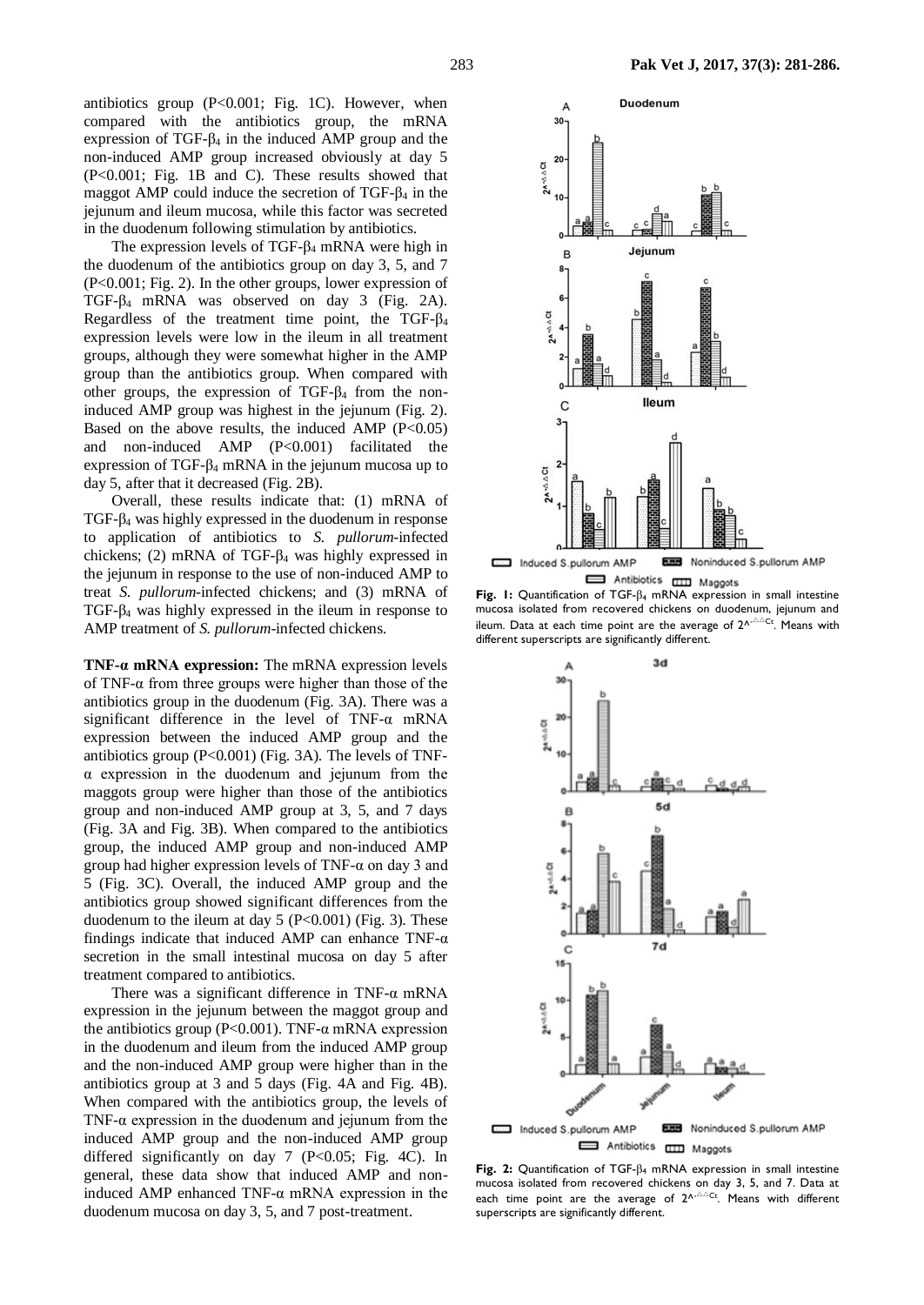antibiotics group (P<0.001; Fig. 1C). However, when compared with the antibiotics group, the mRNA expression of TGF-$\beta_4$ in the induced AMP group and the non-induced AMP group increased obviously at day 5 (P<0.001; Fig. 1B and C). These results showed that maggot AMP could induce the secretion of TGF-$\beta_4$ in the jejunum and ileum mucosa, while this factor was secreted in the duodenum following stimulation by antibiotics.

The expression levels of TGF-$\beta_4$ mRNA were high in the duodenum of the antibiotics group on day 3, 5, and 7 (P<0.001; Fig. 2). In the other groups, lower expression of TGF-$\beta_4$ mRNA was observed on day 3 (Fig. 2A). Regardless of the treatment time point, the TGF-$\beta_4$ expression levels were low in the ileum in all treatment groups, although they were somewhat higher in the AMP group than the antibiotics group. When compared with other groups, the expression of TGF-$\beta_4$ from the non-induced AMP group was highest in the jejunum (Fig. 2). Based on the above results, the induced AMP (P<0.05) and non-induced AMP (P<0.001) facilitated the expression of TGF-$\beta_4$ mRNA in the jejunum mucosa up to day 5, after that it decreased (Fig. 2B).

Overall, these results indicate that: (1) mRNA of TGF-$\beta_4$ was highly expressed in the duodenum in response to application of antibiotics to *S. pullorum*-infected chickens; (2) mRNA of TGF-$\beta_4$ was highly expressed in the jejunum in response to the use of non-induced AMP to treat *S. pullorum*-infected chickens; and (3) mRNA of TGF-$\beta_4$ was highly expressed in the ileum in response to AMP treatment of *S. pullorum*-infected chickens.

**TNF-α mRNA expression:** The mRNA expression levels of TNF-α from three groups were higher than those of the antibiotics group in the duodenum (Fig. 3A). There was a significant difference in the level of TNF-α mRNA expression between the induced AMP group and the antibiotics group (P<0.001) (Fig. 3A). The levels of TNF-α expression in the duodenum and jejunum from the maggots group were higher than those of the antibiotics group and non-induced AMP group at 3, 5, and 7 days (Fig. 3A and Fig. 3B). When compared to the antibiotics group, the induced AMP group and non-induced AMP group had higher expression levels of TNF-α on day 3 and 5 (Fig. 3C). Overall, the induced AMP group and the antibiotics group showed significant differences from the duodenum to the ileum at day 5 (P<0.001) (Fig. 3). These findings indicate that induced AMP can enhance TNF-α secretion in the small intestinal mucosa on day 5 after treatment compared to antibiotics.

There was a significant difference in TNF-α mRNA expression in the jejunum between the maggot group and the antibiotics group (P<0.001). TNF-α mRNA expression in the duodenum and ileum from the induced AMP group and the non-induced AMP group were higher than in the antibiotics group at 3 and 5 days (Fig. 4A and Fig. 4B). When compared with the antibiotics group, the levels of TNF-α expression in the duodenum and jejunum from the induced AMP group and the non-induced AMP group differed significantly on day 7 (P<0.05; Fig. 4C). In general, these data show that induced AMP and non-induced AMP enhanced TNF-α mRNA expression in the duodenum mucosa on day 3, 5, and 7 post-treatment.

**Fig. 1:** Quantification of TGF-$\beta_4$ mRNA expression in small intestine mucosa isolated from recovered chickens on duodenum, jejunum and ileum. Data at each time point are the average of $2^{-\Delta\Delta Ct}$. Means with different superscripts are significantly different.

**Fig. 2:** Quantification of TGF-$\beta_4$ mRNA expression in small intestine mucosa isolated from recovered chickens on day 3, 5, and 7. Data at each time point are the average of $2^{-\Delta\Delta Ct}$. Means with different superscripts are significantly different.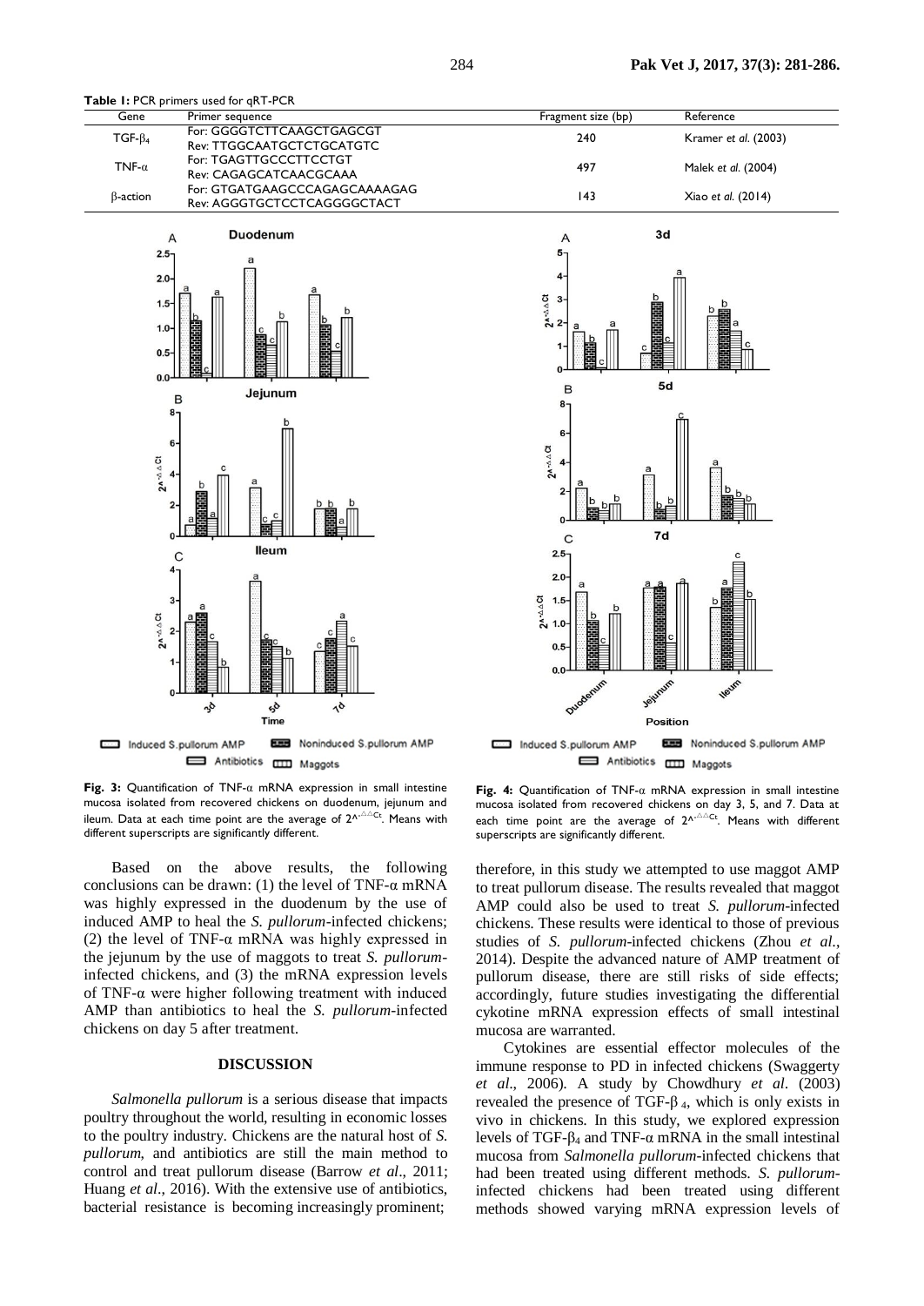**Table 1:** PCR primers used for qRT-PCR

| Gene | Primer sequence | Fragment size (bp) | Reference |
|---|---|---|---|
| TGF-$\beta_4$ | For: GGGGTCTTCAAGCTGAGCGT<br>Rev: TTGGCAATGCTCTGCATGTC | 240 | Kramer *et al.* (2003) |
| TNF-$\alpha$ | For: TGAGTTGCCCTTCCTGT<br>Rev: CAGAGCATCAACGCAAA | 497 | Malek *et al.* (2004) |
| $\beta$-action | For: GTGATGAAGCCCAGAGCAAAAGAG<br>Rev: AGGGTGCTCCTCAGGGGCTACT | 143 | Xiao *et al.* (2014) |

**Fig. 3:** Quantification of TNF-α mRNA expression in small intestine mucosa isolated from recovered chickens on duodenum, jejunum and ileum. Data at each time point are the average of $2^{-\triangle\triangle Ct}$. Means with different superscripts are significantly different.

**Fig. 4:** Quantification of TNF-α mRNA expression in small intestine mucosa isolated from recovered chickens on day 3, 5, and 7. Data at each time point are the average of $2^{-\triangle\triangle Ct}$. Means with different superscripts are significantly different.

Based on the above results, the following conclusions can be drawn: (1) the level of TNF-α mRNA was highly expressed in the duodenum by the use of induced AMP to heal the *S. pullorum*-infected chickens; (2) the level of TNF-α mRNA was highly expressed in the jejunum by the use of maggots to treat *S. pullorum*-infected chickens, and (3) the mRNA expression levels of TNF-α were higher following treatment with induced AMP than antibiotics to heal the *S. pullorum*-infected chickens on day 5 after treatment.

## DISCUSSION

*Salmonella pullorum* is a serious disease that impacts poultry throughout the world, resulting in economic losses to the poultry industry. Chickens are the natural host of *S. pullorum*, and antibiotics are still the main method to control and treat pullorum disease (Barrow *et al*., 2011; Huang *et al*., 2016). With the extensive use of antibiotics, bacterial resistance is becoming increasingly prominent; therefore, in this study we attempted to use maggot AMP to treat pullorum disease. The results revealed that maggot AMP could also be used to treat *S. pullorum*-infected chickens. These results were identical to those of previous studies of *S. pullorum*-infected chickens (Zhou *et al.*, 2014). Despite the advanced nature of AMP treatment of pullorum disease, there are still risks of side effects; accordingly, future studies investigating the differential cykotine mRNA expression effects of small intestinal mucosa are warranted.

Cytokines are essential effector molecules of the immune response to PD in infected chickens (Swaggerty *et al*., 2006). A study by Chowdhury *et al*. (2003) revealed the presence of TGF-$\beta_4$, which is only exists in vivo in chickens. In this study, we explored expression levels of TGF-$\beta_4$ and TNF-α mRNA in the small intestinal mucosa from *Salmonella pullorum*-infected chickens that had been treated using different methods. *S. pullorum*-infected chickens had been treated using different methods showed varying mRNA expression levels of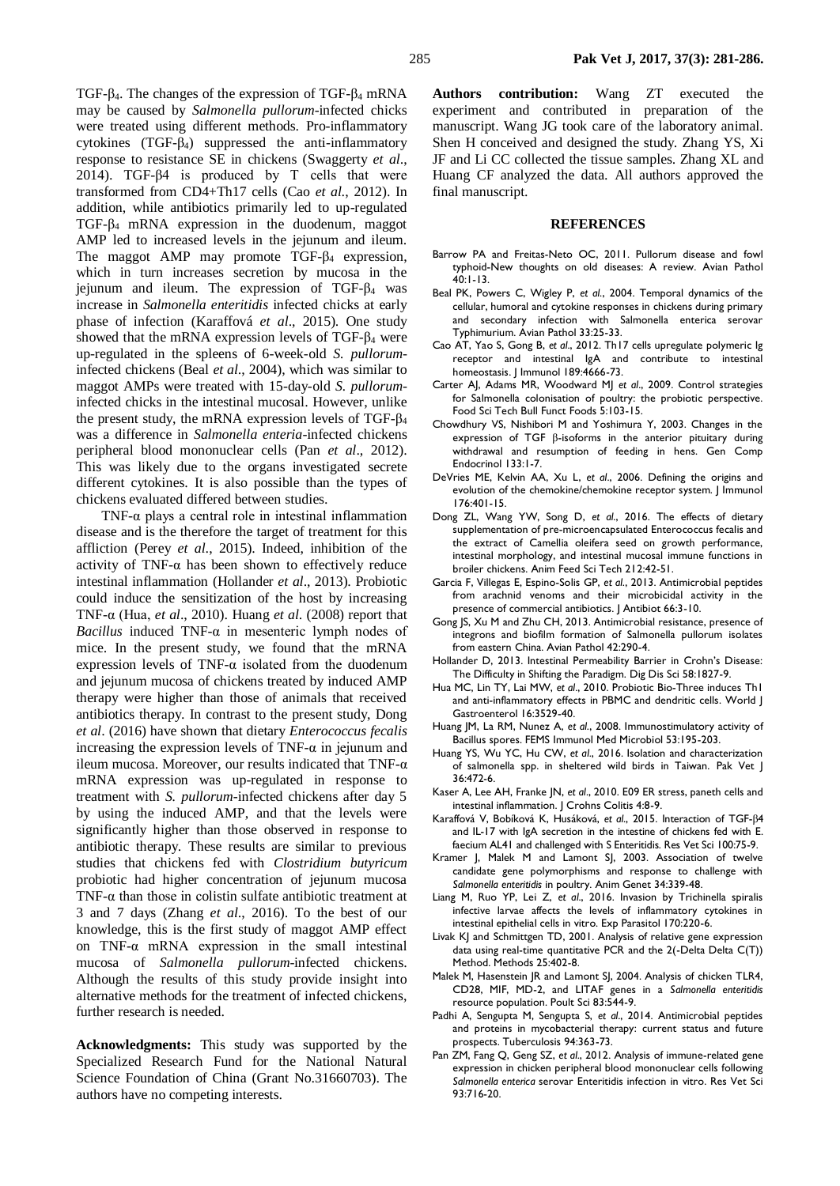TGF-$\beta_4$. The changes of the expression of TGF-$\beta_4$ mRNA may be caused by *Salmonella pullorum*-infected chicks were treated using different methods. Pro-inflammatory cytokines (TGF-$\beta_4$) suppressed the anti-inflammatory response to resistance SE in chickens (Swaggerty *et al*., 2014). TGF-β4 is produced by T cells that were transformed from CD4+Th17 cells (Cao *et al*., 2012). In addition, while antibiotics primarily led to up-regulated TGF-$\beta_4$ mRNA expression in the duodenum, maggot AMP led to increased levels in the jejunum and ileum. The maggot AMP may promote TGF-$\beta_4$ expression, which in turn increases secretion by mucosa in the jejunum and ileum. The expression of TGF-$\beta_4$ was increase in *Salmonella enteritidis* infected chicks at early phase of infection (Karaffová *et al*., 2015). One study showed that the mRNA expression levels of TGF-$\beta_4$ were up-regulated in the spleens of 6-week-old *S. pullorum*-infected chickens (Beal *et al*., 2004), which was similar to maggot AMPs were treated with 15-day-old *S. pullorum*-infected chicks in the intestinal mucosal. However, unlike the present study, the mRNA expression levels of TGF-$\beta_4$ was a difference in *Salmonella enteria*-infected chickens peripheral blood mononuclear cells (Pan *et al*., 2012). This was likely due to the organs investigated secrete different cytokines. It is also possible than the types of chickens evaluated differed between studies.

TNF-α plays a central role in intestinal inflammation disease and is the therefore the target of treatment for this affliction (Perey *et al*., 2015). Indeed, inhibition of the activity of TNF-α has been shown to effectively reduce intestinal inflammation (Hollander *et al*., 2013). Probiotic could induce the sensitization of the host by increasing TNF-α (Hua, *et al*., 2010). Huang *et al*. (2008) report that *Bacillus* induced TNF-α in mesenteric lymph nodes of mice. In the present study, we found that the mRNA expression levels of TNF-α isolated from the duodenum and jejunum mucosa of chickens treated by induced AMP therapy were higher than those of animals that received antibiotics therapy. In contrast to the present study, Dong *et al*. (2016) have shown that dietary *Enterococcus fecalis* increasing the expression levels of TNF-α in jejunum and ileum mucosa. Moreover, our results indicated that TNF-α mRNA expression was up-regulated in response to treatment with *S. pullorum*-infected chickens after day 5 by using the induced AMP, and that the levels were significantly higher than those observed in response to antibiotic therapy. These results are similar to previous studies that chickens fed with *Clostridium butyricum* probiotic had higher concentration of jejunum mucosa TNF-α than those in colistin sulfate antibiotic treatment at 3 and 7 days (Zhang *et al*., 2016). To the best of our knowledge, this is the first study of maggot AMP effect on TNF-α mRNA expression in the small intestinal mucosa of *Salmonella pullorum*-infected chickens. Although the results of this study provide insight into alternative methods for the treatment of infected chickens, further research is needed.

**Acknowledgments:** This study was supported by the Specialized Research Fund for the National Natural Science Foundation of China (Grant No.31660703). The authors have no competing interests.

**Authors contribution:** Wang ZT executed the experiment and contributed in preparation of the manuscript. Wang JG took care of the laboratory animal. Shen H conceived and designed the study. Zhang YS, Xi JF and Li CC collected the tissue samples. Zhang XL and Huang CF analyzed the data. All authors approved the final manuscript.

## REFERENCES

Barrow PA and Freitas-Neto OC, 2011. Pullorum disease and fowl typhoid-New thoughts on old diseases: A review. Avian Pathol 40:1-13.

Beal PK, Powers C, Wigley P, *et al*., 2004. Temporal dynamics of the cellular, humoral and cytokine responses in chickens during primary and secondary infection with Salmonella enterica serovar Typhimurium. Avian Pathol 33:25-33.

Cao AT, Yao S, Gong B, *et al*., 2012. Th17 cells upregulate polymeric Ig receptor and intestinal IgA and contribute to intestinal homeostasis. J Immunol 189:4666-73.

Carter AJ, Adams MR, Woodward MJ *et al*., 2009. Control strategies for Salmonella colonisation of poultry: the probiotic perspective. Food Sci Tech Bull Funct Foods 5:103-15.

Chowdhury VS, Nishibori M and Yoshimura Y, 2003. Changes in the expression of TGF β-isoforms in the anterior pituitary during withdrawal and resumption of feeding in hens. Gen Comp Endocrinol 133:1-7.

DeVries ME, Kelvin AA, Xu L, *et al*., 2006. Defining the origins and evolution of the chemokine/chemokine receptor system. J Immunol 176:401-15.

Dong ZL, Wang YW, Song D, *et al*., 2016. The effects of dietary supplementation of pre-microencapsulated Enterococcus fecalis and the extract of Camellia oleifera seed on growth performance, intestinal morphology, and intestinal mucosal immune functions in broiler chickens. Anim Feed Sci Tech 212:42-51.

Garcia F, Villegas E, Espino-Solis GP, *et al*., 2013. Antimicrobial peptides from arachnid venoms and their microbicidal activity in the presence of commercial antibiotics. J Antibiot 66:3-10.

Gong JS, Xu M and Zhu CH, 2013. Antimicrobial resistance, presence of integrons and biofilm formation of Salmonella pullorum isolates from eastern China. Avian Pathol 42:290-4.

Hollander D, 2013. Intestinal Permeability Barrier in Crohn's Disease: The Difficulty in Shifting the Paradigm. Dig Dis Sci 58:1827-9.

Hua MC, Lin TY, Lai MW, *et al*., 2010. Probiotic Bio-Three induces Th1 and anti-inflammatory effects in PBMC and dendritic cells. World J Gastroenterol 16:3529-40.

Huang JM, La RM, Nunez A, *et al*., 2008. Immunostimulatory activity of Bacillus spores. FEMS Immunol Med Microbiol 53:195-203.

Huang YS, Wu YC, Hu CW, *et al*., 2016. Isolation and characterization of salmonella spp. in sheltered wild birds in Taiwan. Pak Vet J 36:472-6.

Kaser A, Lee AH, Franke JN, *et al*., 2010. E09 ER stress, paneth cells and intestinal inflammation. J Crohns Colitis 4:8-9.

Karaffová V, Bobíková K, Husáková, *et al*., 2015. Interaction of TGF-β4 and IL-17 with IgA secretion in the intestine of chickens fed with E. faecium AL41 and challenged with S Enteritidis. Res Vet Sci 100:75-9.

Kramer J, Malek M and Lamont SJ, 2003. Association of twelve candidate gene polymorphisms and response to challenge with *Salmonella enteritidis* in poultry. Anim Genet 34:339-48.

Liang M, Ruo YP, Lei Z, *et al*., 2016. Invasion by Trichinella spiralis infective larvae affects the levels of inflammatory cytokines in intestinal epithelial cells in vitro. Exp Parasitol 170:220-6.

Livak KJ and Schmittgen TD, 2001. Analysis of relative gene expression data using real-time quantitative PCR and the 2(-Delta Delta C(T)) Method. Methods 25:402-8.

Malek M, Hasenstein JR and Lamont SJ, 2004. Analysis of chicken TLR4, CD28, MIF, MD-2, and LITAF genes in a *Salmonella enteritidis* resource population. Poult Sci 83:544-9.

Padhi A, Sengupta M, Sengupta S, *et al*., 2014. Antimicrobial peptides and proteins in mycobacterial therapy: current status and future prospects. Tuberculosis 94:363-73.

Pan ZM, Fang Q, Geng SZ, *et al*., 2012. Analysis of immune-related gene expression in chicken peripheral blood mononuclear cells following *Salmonella enterica* serovar Enteritidis infection in vitro. Res Vet Sci 93:716-20.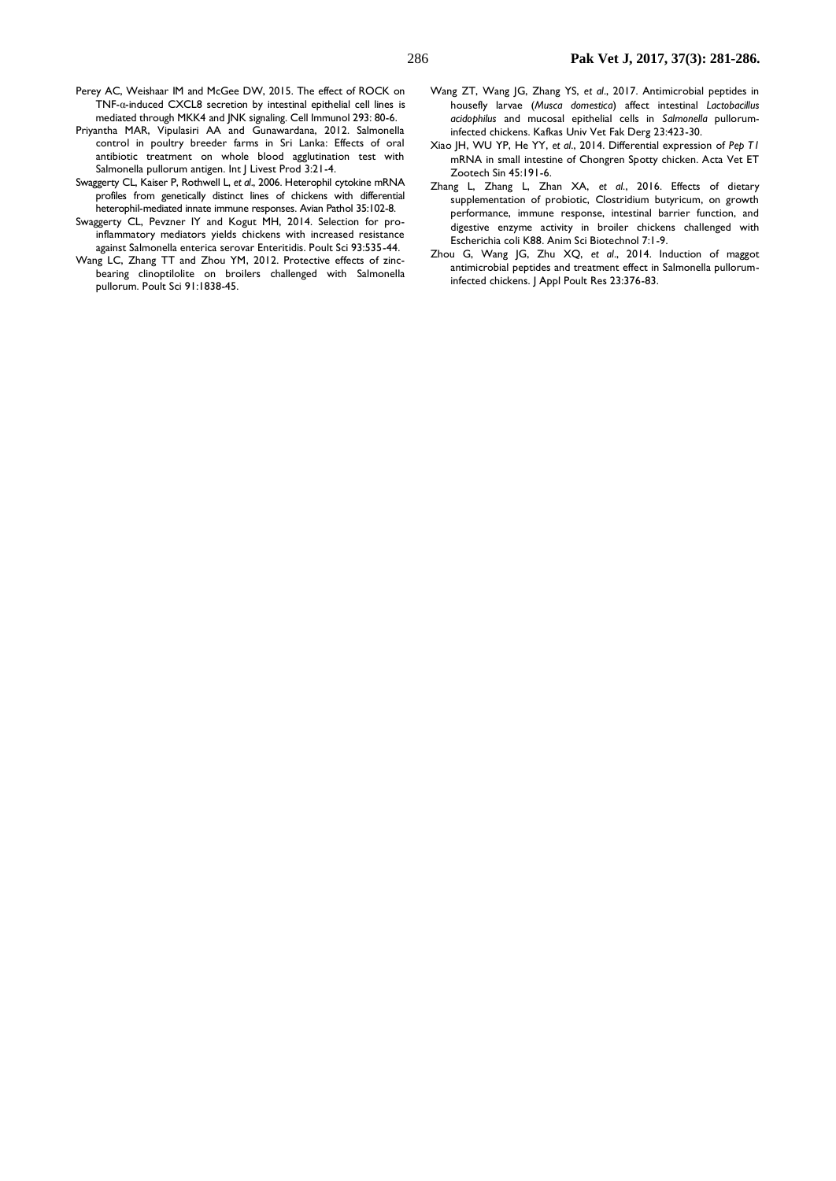Perey AC, Weishaar IM and McGee DW, 2015. The effect of ROCK on TNF-α-induced CXCL8 secretion by intestinal epithelial cell lines is mediated through MKK4 and JNK signaling. Cell Immunol 293: 80-6.

Priyantha MAR, Vipulasiri AA and Gunawardana, 2012. Salmonella control in poultry breeder farms in Sri Lanka: Effects of oral antibiotic treatment on whole blood agglutination test with Salmonella pullorum antigen. Int J Livest Prod 3:21-4.

Swaggerty CL, Kaiser P, Rothwell L, *et al*., 2006. Heterophil cytokine mRNA profiles from genetically distinct lines of chickens with differential heterophil-mediated innate immune responses. Avian Pathol 35:102-8.

Swaggerty CL, Pevzner IY and Kogut MH, 2014. Selection for pro-inflammatory mediators yields chickens with increased resistance against Salmonella enterica serovar Enteritidis. Poult Sci 93:535-44.

Wang LC, Zhang TT and Zhou YM, 2012. Protective effects of zinc-bearing clinoptilolite on broilers challenged with Salmonella pullorum. Poult Sci 91:1838-45.

Wang ZT, Wang JG, Zhang YS, *et al*., 2017. Antimicrobial peptides in housefly larvae (*Musca domestica*) affect intestinal *Lactobacillus acidophilus* and mucosal epithelial cells in *Salmonella* pullorum-infected chickens. Kafkas Univ Vet Fak Derg 23:423-30.

Xiao JH, WU YP, He YY, *et al*., 2014. Differential expression of *Pep T1* mRNA in small intestine of Chongren Spotty chicken. Acta Vet ET Zootech Sin 45:191-6.

Zhang L, Zhang L, Zhan XA, *et al*., 2016. Effects of dietary supplementation of probiotic, Clostridium butyricum, on growth performance, immune response, intestinal barrier function, and digestive enzyme activity in broiler chickens challenged with Escherichia coli K88. Anim Sci Biotechnol 7:1-9.

Zhou G, Wang JG, Zhu XQ, *et al*., 2014. Induction of maggot antimicrobial peptides and treatment effect in Salmonella pullorum-infected chickens. J Appl Poult Res 23:376-83.